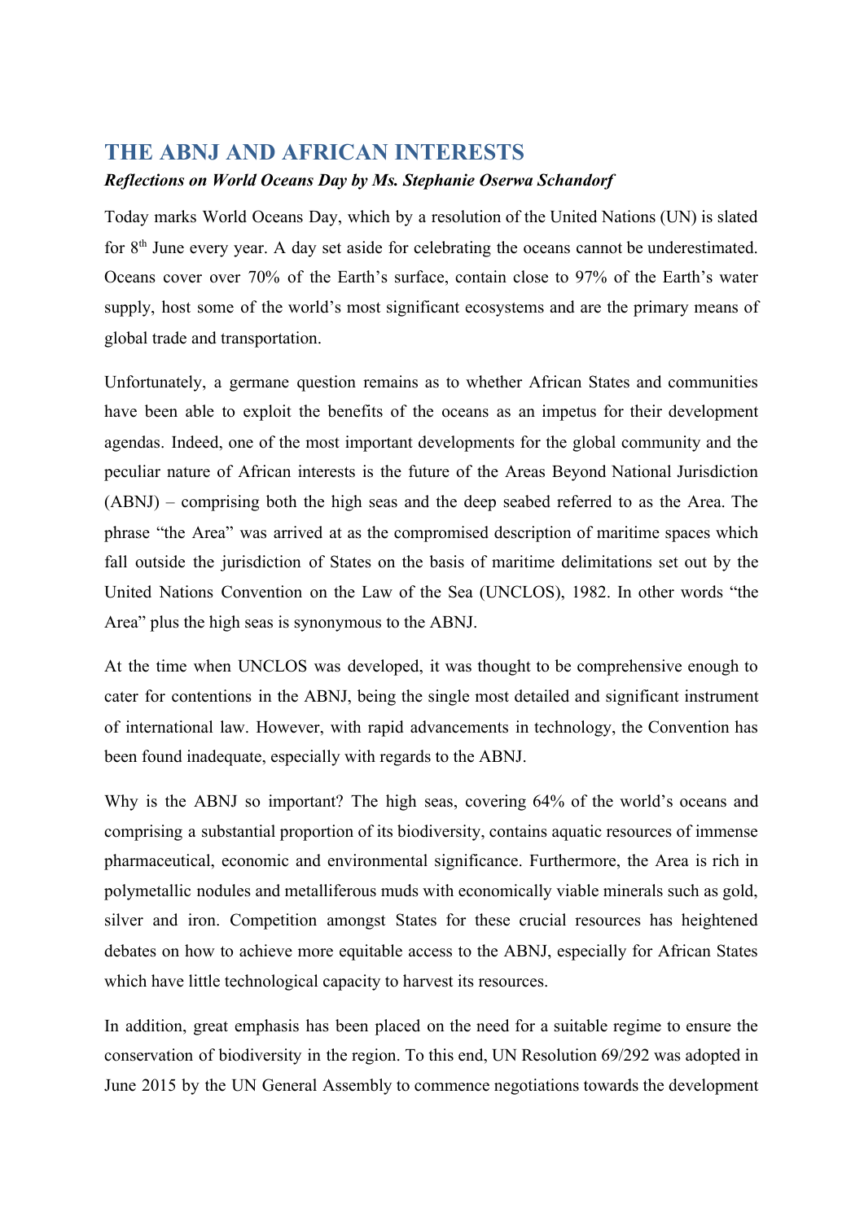## THE ABNJ AND AFRICAN INTERESTS

***Reflections on World Oceans Day by Ms. Stephanie Oserwa Schandorf***

Today marks World Oceans Day, which by a resolution of the United Nations (UN) is slated for 8th June every year. A day set aside for celebrating the oceans cannot be underestimated. Oceans cover over 70% of the Earth's surface, contain close to 97% of the Earth's water supply, host some of the world's most significant ecosystems and are the primary means of global trade and transportation.

Unfortunately, a germane question remains as to whether African States and communities have been able to exploit the benefits of the oceans as an impetus for their development agendas. Indeed, one of the most important developments for the global community and the peculiar nature of African interests is the future of the Areas Beyond National Jurisdiction (ABNJ) – comprising both the high seas and the deep seabed referred to as the Area. The phrase "the Area" was arrived at as the compromised description of maritime spaces which fall outside the jurisdiction of States on the basis of maritime delimitations set out by the United Nations Convention on the Law of the Sea (UNCLOS), 1982. In other words "the Area" plus the high seas is synonymous to the ABNJ.

At the time when UNCLOS was developed, it was thought to be comprehensive enough to cater for contentions in the ABNJ, being the single most detailed and significant instrument of international law. However, with rapid advancements in technology, the Convention has been found inadequate, especially with regards to the ABNJ.

Why is the ABNJ so important? The high seas, covering 64% of the world's oceans and comprising a substantial proportion of its biodiversity, contains aquatic resources of immense pharmaceutical, economic and environmental significance. Furthermore, the Area is rich in polymetallic nodules and metalliferous muds with economically viable minerals such as gold, silver and iron. Competition amongst States for these crucial resources has heightened debates on how to achieve more equitable access to the ABNJ, especially for African States which have little technological capacity to harvest its resources.

In addition, great emphasis has been placed on the need for a suitable regime to ensure the conservation of biodiversity in the region. To this end, UN Resolution 69/292 was adopted in June 2015 by the UN General Assembly to commence negotiations towards the development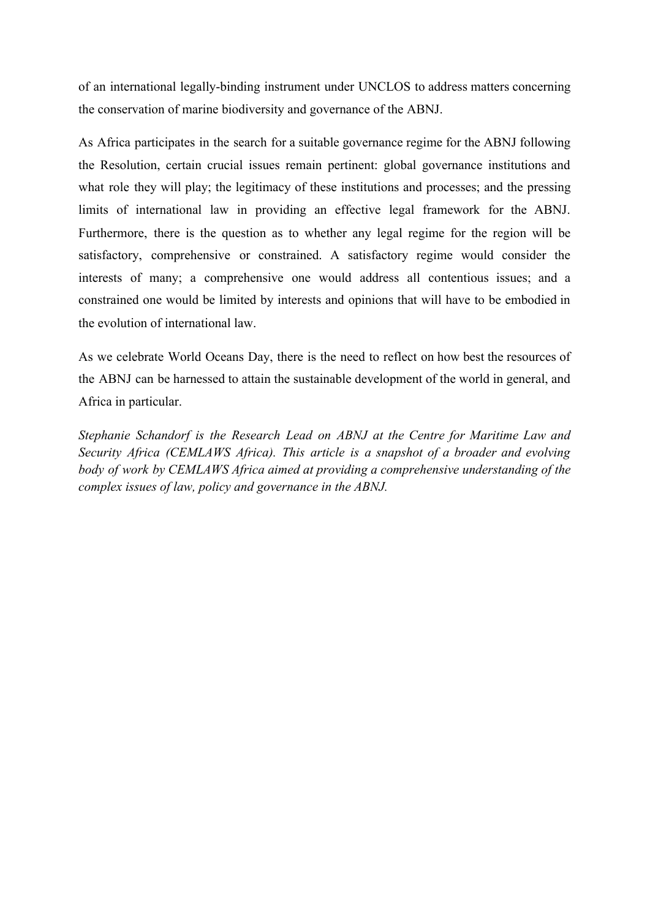of an international legally-binding instrument under UNCLOS to address matters concerning the conservation of marine biodiversity and governance of the ABNJ.

As Africa participates in the search for a suitable governance regime for the ABNJ following the Resolution, certain crucial issues remain pertinent: global governance institutions and what role they will play; the legitimacy of these institutions and processes; and the pressing limits of international law in providing an effective legal framework for the ABNJ. Furthermore, there is the question as to whether any legal regime for the region will be satisfactory, comprehensive or constrained. A satisfactory regime would consider the interests of many; a comprehensive one would address all contentious issues; and a constrained one would be limited by interests and opinions that will have to be embodied in the evolution of international law.

As we celebrate World Oceans Day, there is the need to reflect on how best the resources of the ABNJ can be harnessed to attain the sustainable development of the world in general, and Africa in particular.

*Stephanie Schandorf is the Research Lead on ABNJ at the Centre for Maritime Law and Security Africa (CEMLAWS Africa). This article is a snapshot of a broader and evolving body of work by CEMLAWS Africa aimed at providing a comprehensive understanding of the complex issues of law, policy and governance in the ABNJ.*